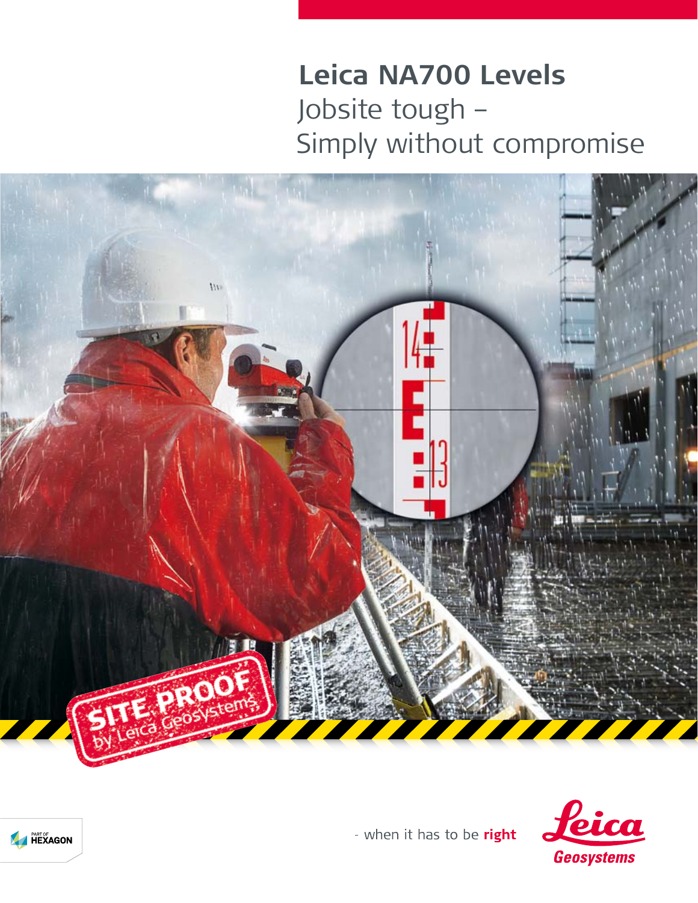# Leica NA700 Levels

## Jobsite tough – Simply without compromise

SITE PROOF by Leica Geosystems

- when it has to be **right**

Leica Geosystems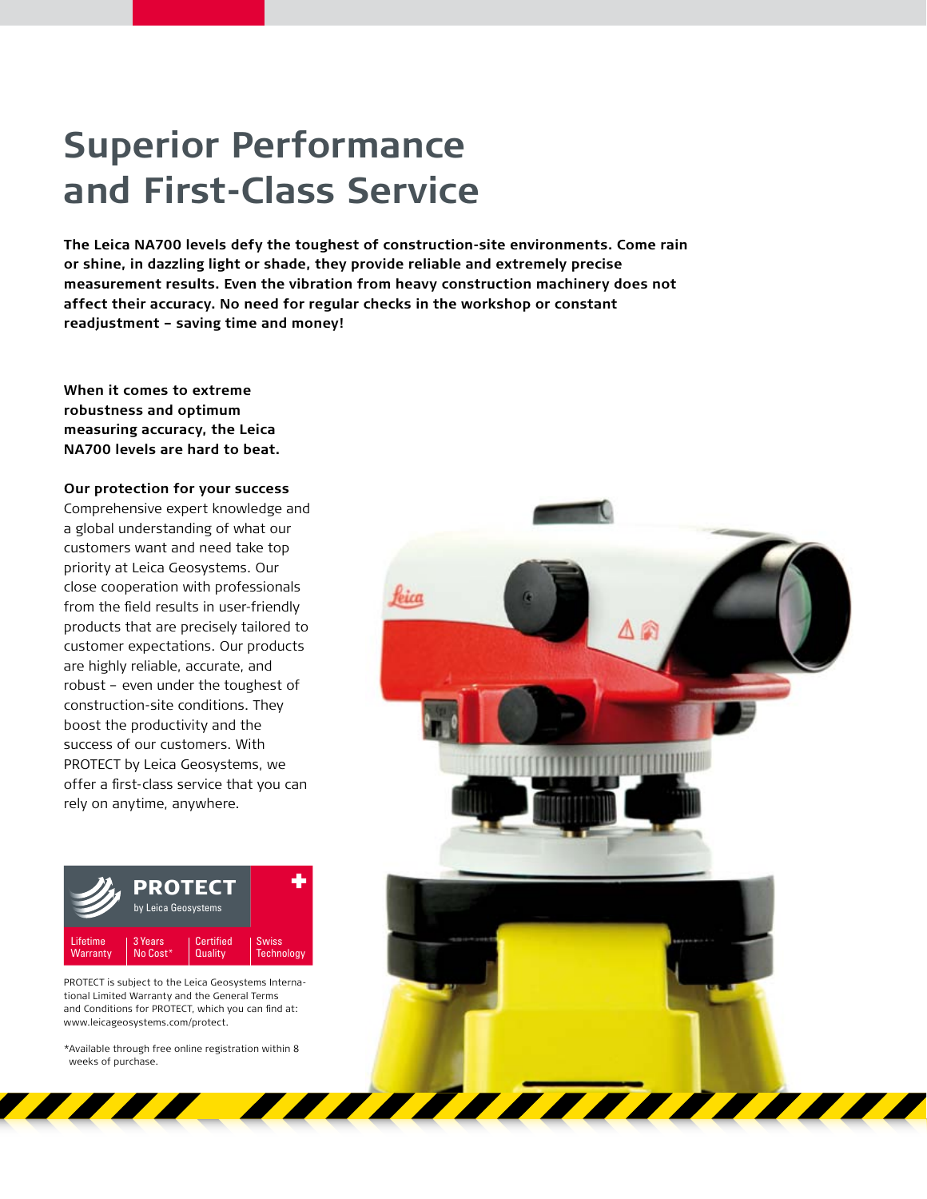# Superior Performance and First-Class Service

**The Leica NA700 levels defy the toughest of construction-site environments. Come rain or shine, in dazzling light or shade, they provide reliable and extremely precise measurement results. Even the vibration from heavy construction machinery does not affect their accuracy. No need for regular checks in the workshop or constant readjustment – saving time and money!**

**When it comes to extreme robustness and optimum measuring accuracy, the Leica NA700 levels are hard to beat.**

**Our protection for your success**

Comprehensive expert knowledge and a global understanding of what our customers want and need take top priority at Leica Geosystems. Our close cooperation with professionals from the field results in user-friendly products that are precisely tailored to customer expectations. Our products are highly reliable, accurate, and robust – even under the toughest of construction-site conditions. They boost the productivity and the success of our customers. With PROTECT by Leica Geosystems, we offer a first-class service that you can rely on anytime, anywhere.

**PROTECT** by Leica Geosystems

Lifetime Warranty | 3 Years No Cost* | Certified Quality | Swiss Technology

PROTECT is subject to the Leica Geosystems International Limited Warranty and the General Terms and Conditions for PROTECT, which you can find at: www.leicageosystems.com/protect.

*Available through free online registration within 8 weeks of purchase.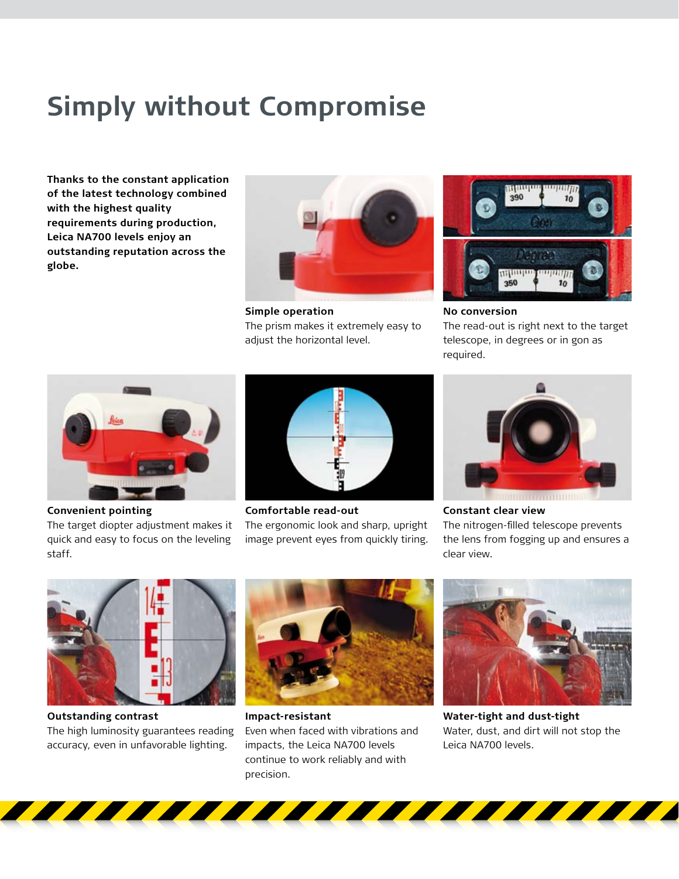# Simply without Compromise

**Thanks to the constant application of the latest technology combined with the highest quality requirements during production, Leica NA700 levels enjoy an outstanding reputation across the globe.**

**Simple operation**
The prism makes it extremely easy to adjust the horizontal level.

**No conversion**
The read-out is right next to the target telescope, in degrees or in gon as required.

**Convenient pointing**
The target diopter adjustment makes it quick and easy to focus on the leveling staff.

**Comfortable read-out**
The ergonomic look and sharp, upright image prevent eyes from quickly tiring.

**Constant clear view**
The nitrogen-filled telescope prevents the lens from fogging up and ensures a clear view.

**Outstanding contrast**
The high luminosity guarantees reading accuracy, even in unfavorable lighting.

**Impact-resistant**
Even when faced with vibrations and impacts, the Leica NA700 levels continue to work reliably and with precision.

**Water-tight and dust-tight**
Water, dust, and dirt will not stop the Leica NA700 levels.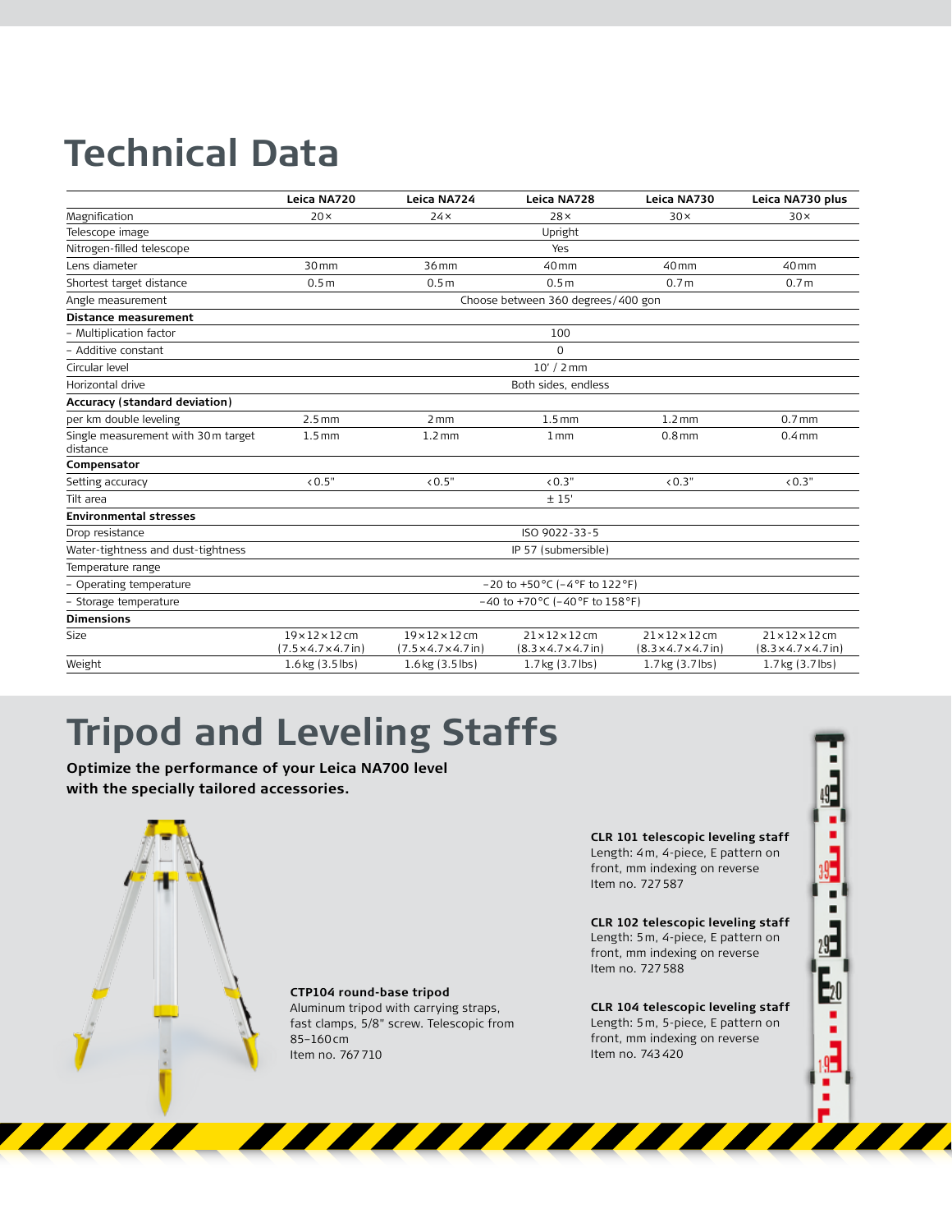# Technical Data

| | Leica NA720 | Leica NA724 | Leica NA728 | Leica NA730 | Leica NA730 plus |
|---|---|---|---|---|---|
| Magnification | 20× | 24× | 28× | 30× | 30× |
| Telescope image | | | Upright | | |
| Nitrogen-filled telescope | | | Yes | | |
| Lens diameter | 30 mm | 36 mm | 40 mm | 40 mm | 40 mm |
| Shortest target distance | 0.5 m | 0.5 m | 0.5 m | 0.7 m | 0.7 m |
| Angle measurement | | | Choose between 360 degrees/400 gon | | |
| **Distance measurement** | | | | | |
| – Multiplication factor | | | 100 | | |
| – Additive constant | | | 0 | | |
| Circular level | | | 10' / 2 mm | | |
| Horizontal drive | | | Both sides, endless | | |
| **Accuracy (standard deviation)** | | | | | |
| per km double leveling | 2.5 mm | 2 mm | 1.5 mm | 1.2 mm | 0.7 mm |
| Single measurement with 30 m target distance | 1.5 mm | 1.2 mm | 1 mm | 0.8 mm | 0.4 mm |
| **Compensator** | | | | | |
| Setting accuracy | < 0.5" | < 0.5" | < 0.3" | < 0.3" | < 0.3" |
| Tilt area | | | ± 15' | | |
| **Environmental stresses** | | | | | |
| Drop resistance | | | ISO 9022-33-5 | | |
| Water-tightness and dust-tightness | | | IP 57 (submersible) | | |
| Temperature range | | | | | |
| – Operating temperature | | | –20 to +50 °C (–4 °F to 122 °F) | | |
| – Storage temperature | | | –40 to +70 °C (–40 °F to 158 °F) | | |
| **Dimensions** | | | | | |
| Size | 19 × 12 × 12 cm (7.5 × 4.7 × 4.7 in) | 19 × 12 × 12 cm (7.5 × 4.7 × 4.7 in) | 21 × 12 × 12 cm (8.3 × 4.7 × 4.7 in) | 21 × 12 × 12 cm (8.3 × 4.7 × 4.7 in) | 21 × 12 × 12 cm (8.3 × 4.7 × 4.7 in) |
| Weight | 1.6 kg (3.5 lbs) | 1.6 kg (3.5 lbs) | 1.7 kg (3.7 lbs) | 1.7 kg (3.7 lbs) | 1.7 kg (3.7 lbs) |

# Tripod and Leveling Staffs

**Optimize the performance of your Leica NA700 level with the specially tailored accessories.**

**CTP104 round-base tripod**
Aluminum tripod with carrying straps, fast clamps, 5/8" screw. Telescopic from 85–160 cm
Item no. 767 710

**CLR 101 telescopic leveling staff**
Length: 4 m, 4-piece, E pattern on front, mm indexing on reverse
Item no. 727 587

**CLR 102 telescopic leveling staff**
Length: 5 m, 4-piece, E pattern on front, mm indexing on reverse
Item no. 727 588

**CLR 104 telescopic leveling staff**
Length: 5 m, 5-piece, E pattern on front, mm indexing on reverse
Item no. 743 420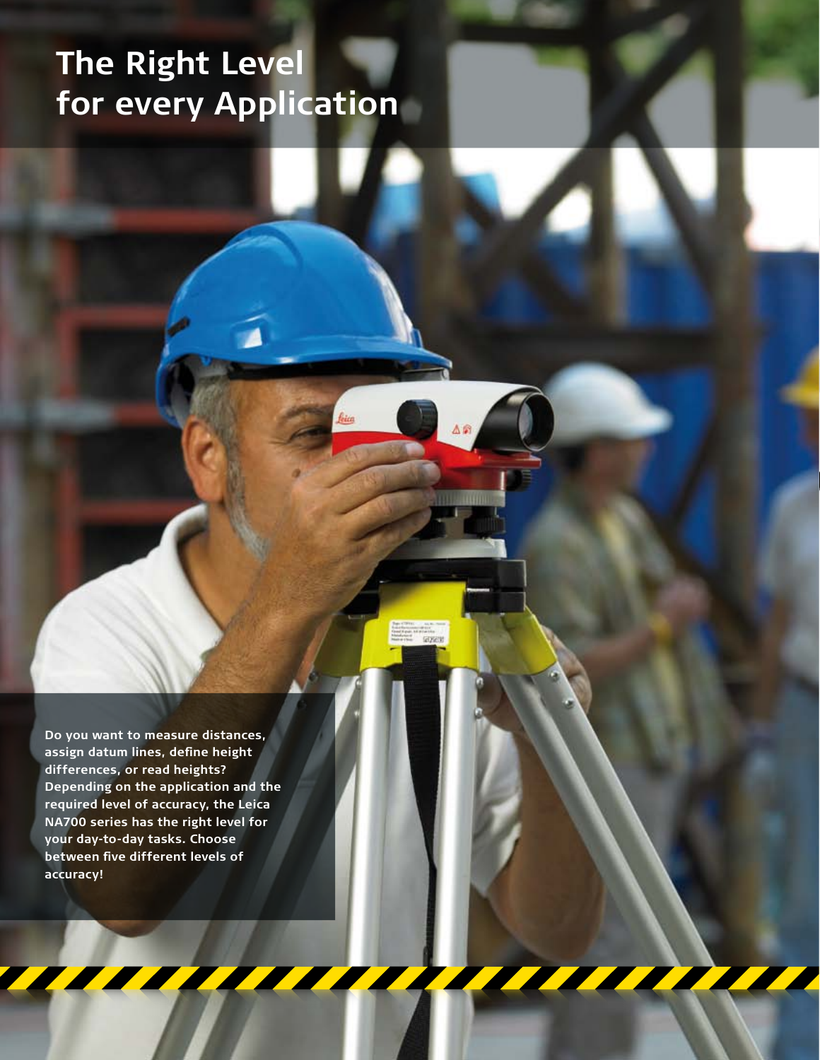# The Right Level for every Application

**Do you want to measure distances, assign datum lines, define height differences, or read heights? Depending on the application and the required level of accuracy, the Leica NA700 series has the right level for your day-to-day tasks. Choose between five different levels of accuracy!**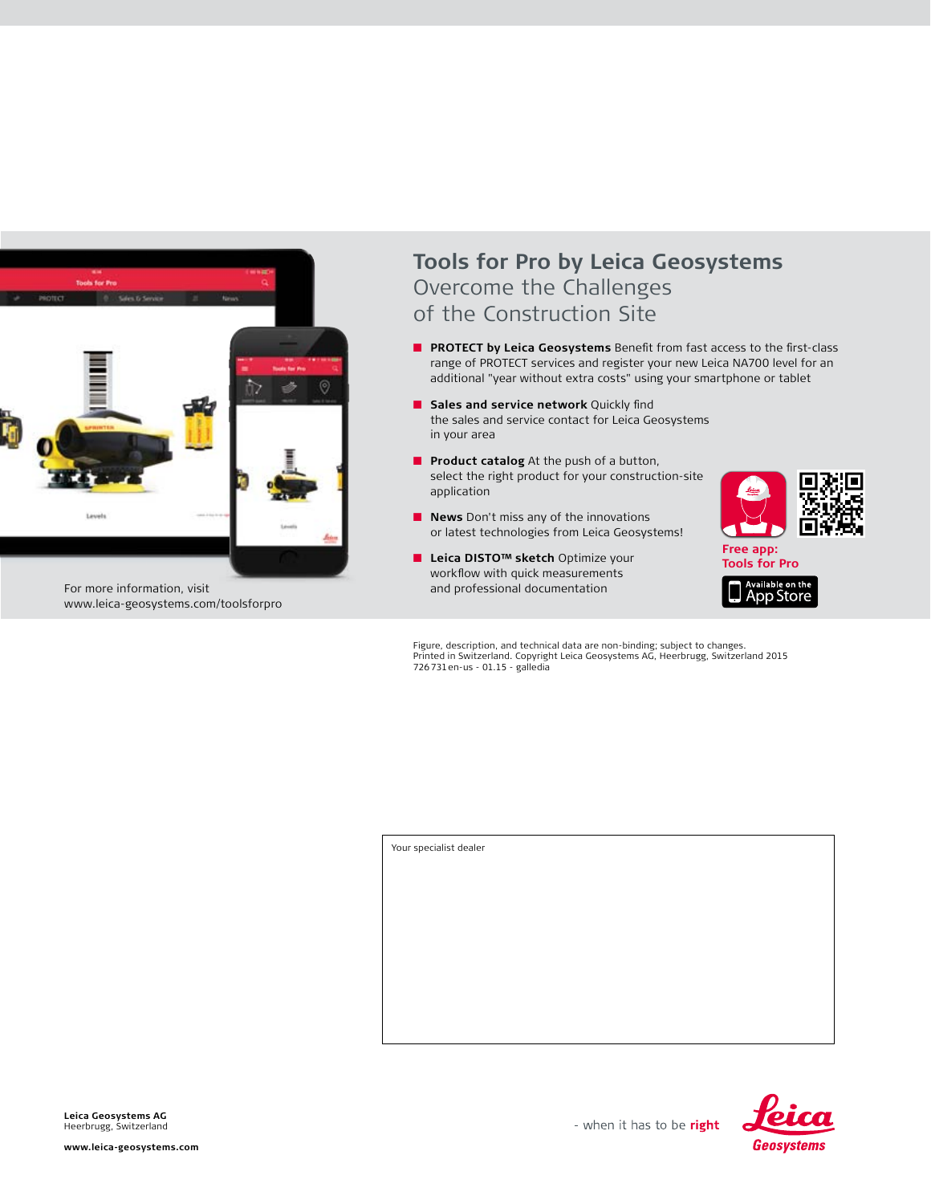## Tools for Pro by Leica Geosystems

Overcome the Challenges of the Construction Site

- **PROTECT by Leica Geosystems** Benefit from fast access to the first-class range of PROTECT services and register your new Leica NA700 level for an additional "year without extra costs" using your smartphone or tablet
- **Sales and service network** Quickly find the sales and service contact for Leica Geosystems in your area
- **Product catalog** At the push of a button, select the right product for your construction-site application
- **News** Don't miss any of the innovations or latest technologies from Leica Geosystems!
- **Leica DISTO™ sketch** Optimize your workflow with quick measurements and professional documentation

**Free app: Tools for Pro**

Available on the App Store

For more information, visit www.leica-geosystems.com/toolsforpro

Figure, description, and technical data are non-binding; subject to changes.
Printed in Switzerland. Copyright Leica Geosystems AG, Heerbrugg, Switzerland 2015
726731en-us - 01.15 - galledia

Your specialist dealer

**Leica Geosystems AG**
Heerbrugg, Switzerland

**www.leica-geosystems.com**

- when it has to be **right**

Leica Geosystems